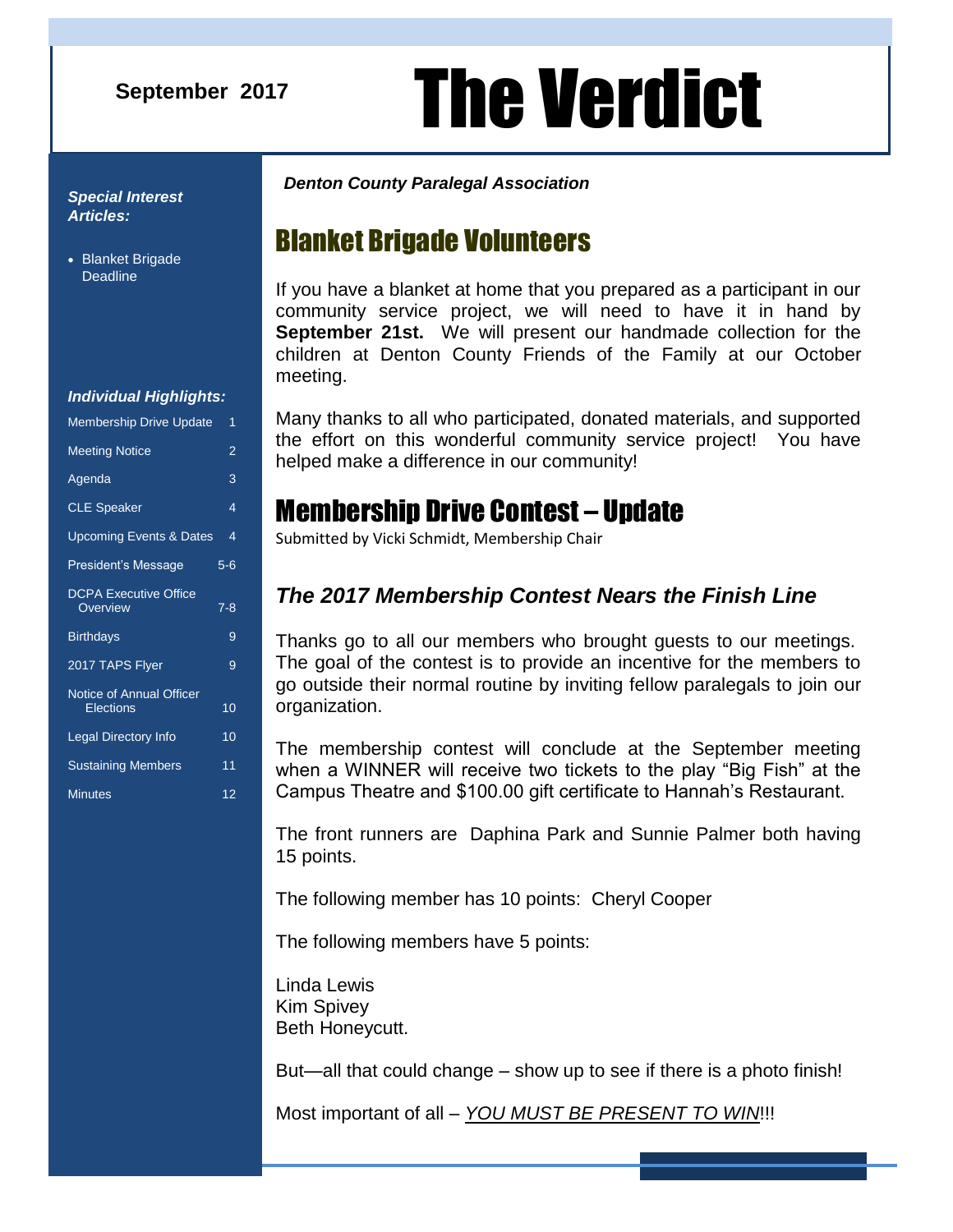September 2017

# The Verdict

***Denton County Paralegal Association***

***Special Interest Articles:***

- Blanket Brigade Deadline

***Individual Highlights:***

| | |
|---|---|
| Membership Drive Update | 1 |
| Meeting Notice | 2 |
| Agenda | 3 |
| CLE Speaker | 4 |
| Upcoming Events & Dates | 4 |
| President's Message | 5-6 |
| DCPA Executive Office Overview | 7-8 |
| Birthdays | 9 |
| 2017 TAPS Flyer | 9 |
| Notice of Annual Officer Elections | 10 |
| Legal Directory Info | 10 |
| Sustaining Members | 11 |
| Minutes | 12 |

## Blanket Brigade Volunteers

If you have a blanket at home that you prepared as a participant in our community service project, we will need to have it in hand by **September 21st.** We will present our handmade collection for the children at Denton County Friends of the Family at our October meeting.

Many thanks to all who participated, donated materials, and supported the effort on this wonderful community service project! You have helped make a difference in our community!

## Membership Drive Contest – Update

Submitted by Vicki Schmidt, Membership Chair

### *The 2017 Membership Contest Nears the Finish Line*

Thanks go to all our members who brought guests to our meetings. The goal of the contest is to provide an incentive for the members to go outside their normal routine by inviting fellow paralegals to join our organization.

The membership contest will conclude at the September meeting when a WINNER will receive two tickets to the play "Big Fish" at the Campus Theatre and $100.00 gift certificate to Hannah's Restaurant.

The front runners are Daphina Park and Sunnie Palmer both having 15 points.

The following member has 10 points: Cheryl Cooper

The following members have 5 points:

Linda Lewis
Kim Spivey
Beth Honeycutt.

But—all that could change – show up to see if there is a photo finish!

Most important of all – *YOU MUST BE PRESENT TO WIN*!!!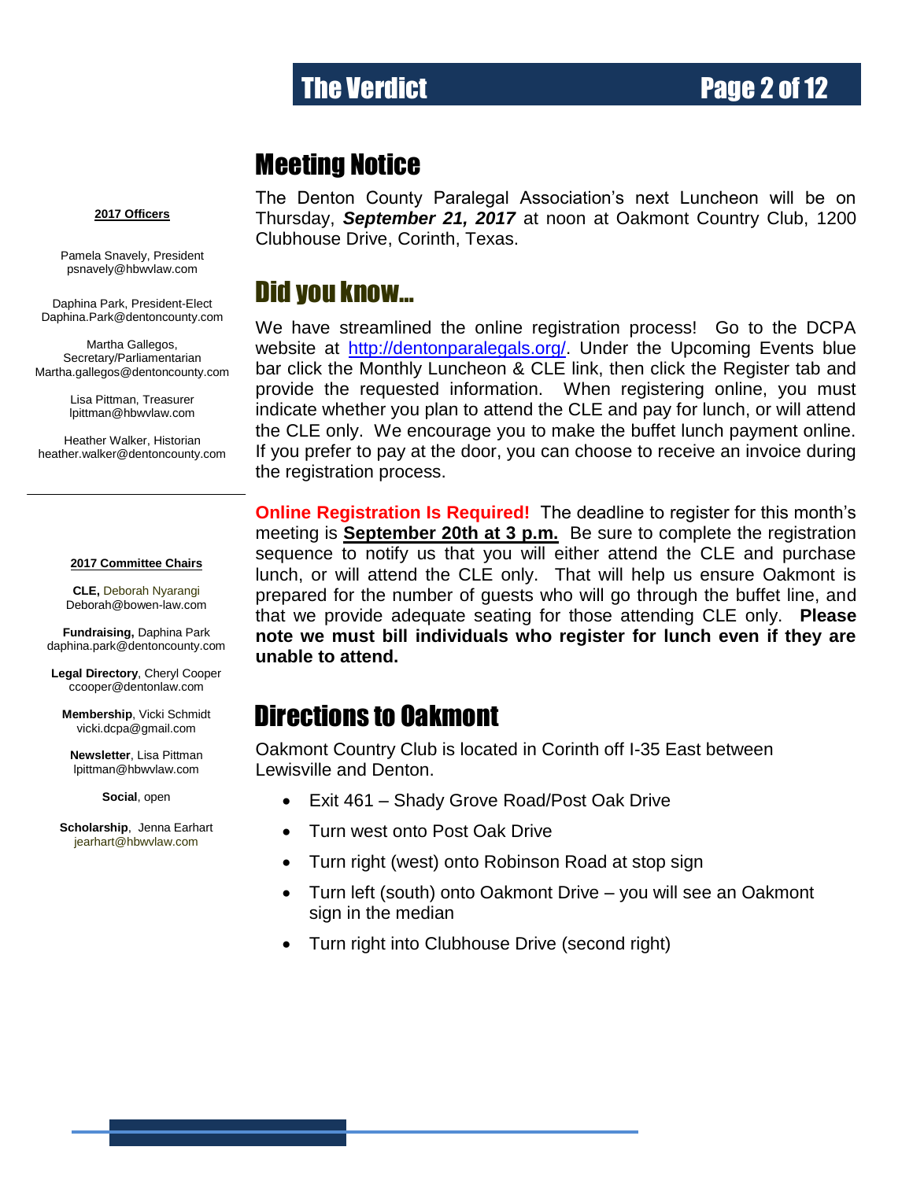**2017 Officers**

Pamela Snavely, President
psnavely@hbwvlaw.com

Daphina Park, President-Elect
Daphina.Park@dentoncounty.com

Martha Gallegos,
Secretary/Parliamentarian
Martha.gallegos@dentoncounty.com

Lisa Pittman, Treasurer
lpittman@hbwvlaw.com

Heather Walker, Historian
heather.walker@dentoncounty.com

---

**2017 Committee Chairs**

**CLE,** Deborah Nyarangi
Deborah@bowen-law.com

**Fundraising,** Daphina Park
daphina.park@dentoncounty.com

**Legal Directory**, Cheryl Cooper
ccooper@dentonlaw.com

**Membership**, Vicki Schmidt
vicki.dcpa@gmail.com

**Newsletter**, Lisa Pittman
lpittman@hbwvlaw.com

**Social**, open

**Scholarship**, Jenna Earhart
jearhart@hbwvlaw.com

# Meeting Notice

The Denton County Paralegal Association's next Luncheon will be on Thursday, ***September 21, 2017*** at noon at Oakmont Country Club, 1200 Clubhouse Drive, Corinth, Texas.

# Did you know...

We have streamlined the online registration process! Go to the DCPA website at http://dentonparalegals.org/. Under the Upcoming Events blue bar click the Monthly Luncheon & CLE link, then click the Register tab and provide the requested information. When registering online, you must indicate whether you plan to attend the CLE and pay for lunch, or will attend the CLE only. We encourage you to make the buffet lunch payment online. If you prefer to pay at the door, you can choose to receive an invoice during the registration process.

**Online Registration Is Required!** The deadline to register for this month's meeting is **September 20th at 3 p.m.** Be sure to complete the registration sequence to notify us that you will either attend the CLE and purchase lunch, or will attend the CLE only. That will help us ensure Oakmont is prepared for the number of guests who will go through the buffet line, and that we provide adequate seating for those attending CLE only. **Please note we must bill individuals who register for lunch even if they are unable to attend.**

# Directions to Oakmont

Oakmont Country Club is located in Corinth off I-35 East between Lewisville and Denton.

- Exit 461 – Shady Grove Road/Post Oak Drive
- Turn west onto Post Oak Drive
- Turn right (west) onto Robinson Road at stop sign
- Turn left (south) onto Oakmont Drive – you will see an Oakmont sign in the median
- Turn right into Clubhouse Drive (second right)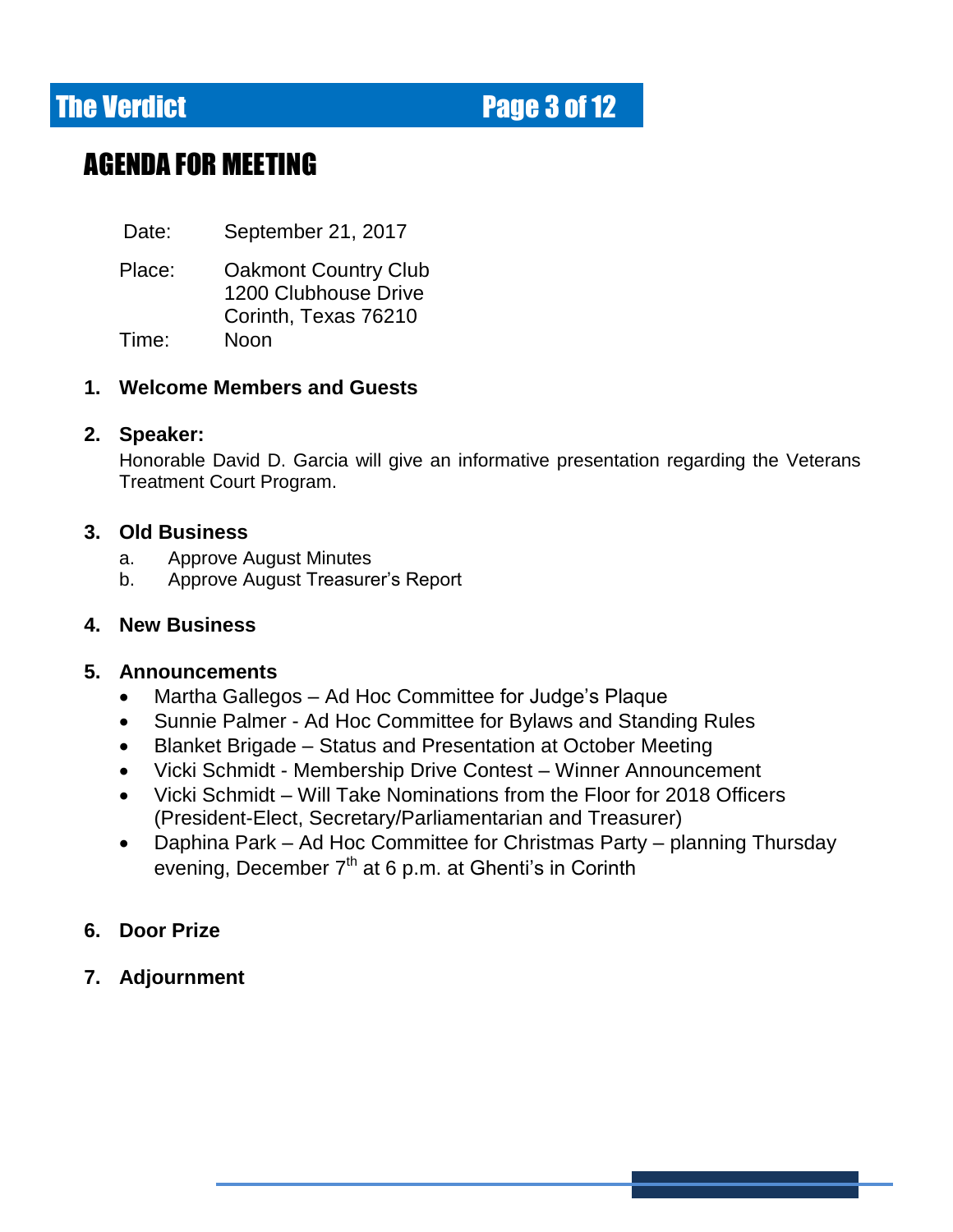# AGENDA FOR MEETING

Date: September 21, 2017

Place: Oakmont Country Club
1200 Clubhouse Drive
Corinth, Texas 76210

Time: Noon

1. **Welcome Members and Guests**

2. **Speaker:**
   Honorable David D. Garcia will give an informative presentation regarding the Veterans Treatment Court Program.

3. **Old Business**
   a. Approve August Minutes
   b. Approve August Treasurer's Report

4. **New Business**

5. **Announcements**
   - Martha Gallegos – Ad Hoc Committee for Judge's Plaque
   - Sunnie Palmer - Ad Hoc Committee for Bylaws and Standing Rules
   - Blanket Brigade – Status and Presentation at October Meeting
   - Vicki Schmidt - Membership Drive Contest – Winner Announcement
   - Vicki Schmidt – Will Take Nominations from the Floor for 2018 Officers (President-Elect, Secretary/Parliamentarian and Treasurer)
   - Daphina Park – Ad Hoc Committee for Christmas Party – planning Thursday evening, December 7th at 6 p.m. at Ghenti's in Corinth

6. **Door Prize**

7. **Adjournment**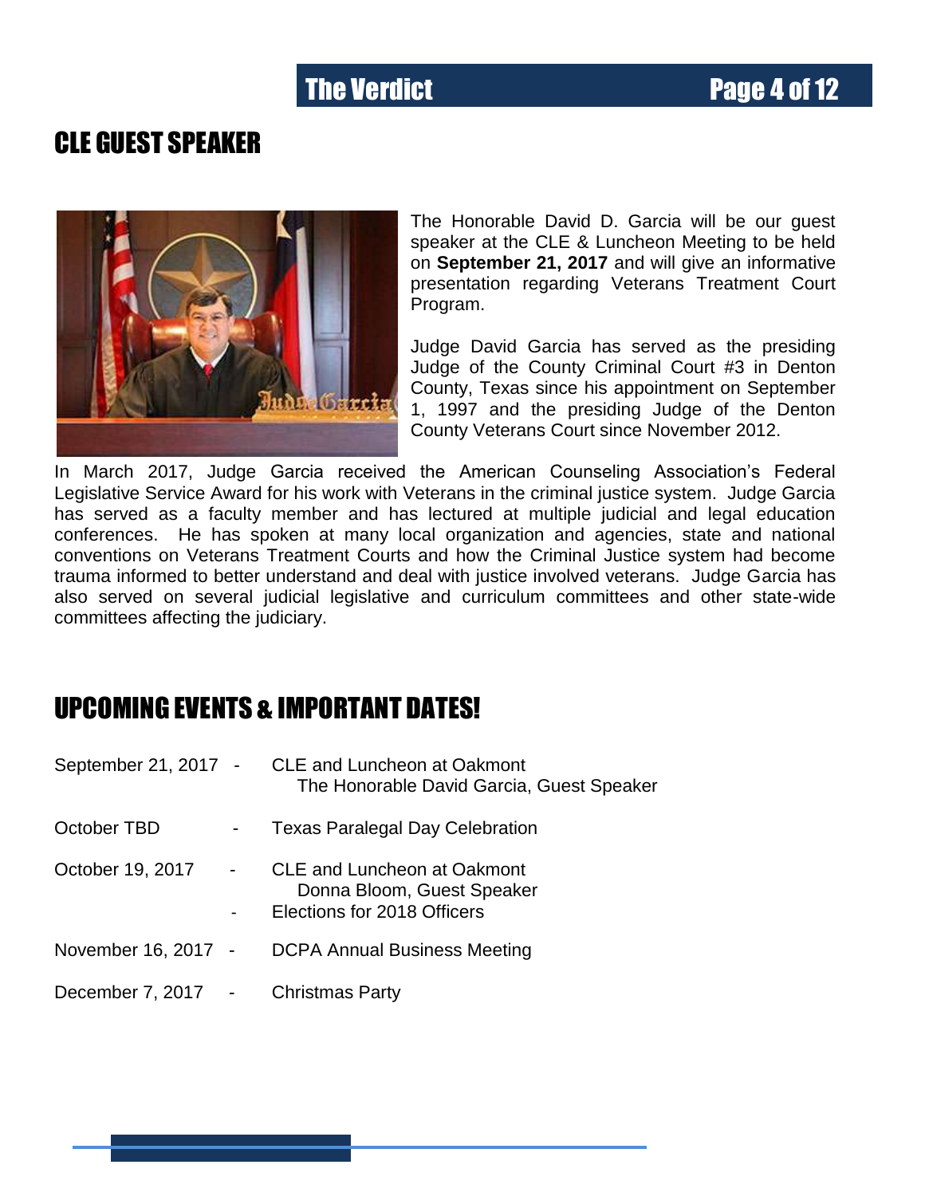## CLE GUEST SPEAKER

The Honorable David D. Garcia will be our guest speaker at the CLE & Luncheon Meeting to be held on **September 21, 2017** and will give an informative presentation regarding Veterans Treatment Court Program.

Judge David Garcia has served as the presiding Judge of the County Criminal Court #3 in Denton County, Texas since his appointment on September 1, 1997 and the presiding Judge of the Denton County Veterans Court since November 2012.

In March 2017, Judge Garcia received the American Counseling Association's Federal Legislative Service Award for his work with Veterans in the criminal justice system. Judge Garcia has served as a faculty member and has lectured at multiple judicial and legal education conferences. He has spoken at many local organization and agencies, state and national conventions on Veterans Treatment Courts and how the Criminal Justice system had become trauma informed to better understand and deal with justice involved veterans. Judge Garcia has also served on several judicial legislative and curriculum committees and other state-wide committees affecting the judiciary.

## UPCOMING EVENTS & IMPORTANT DATES!

September 21, 2017 - CLE and Luncheon at Oakmont
The Honorable David Garcia, Guest Speaker

October TBD - Texas Paralegal Day Celebration

October 19, 2017 - CLE and Luncheon at Oakmont
Donna Bloom, Guest Speaker
- Elections for 2018 Officers

November 16, 2017 - DCPA Annual Business Meeting

December 7, 2017 - Christmas Party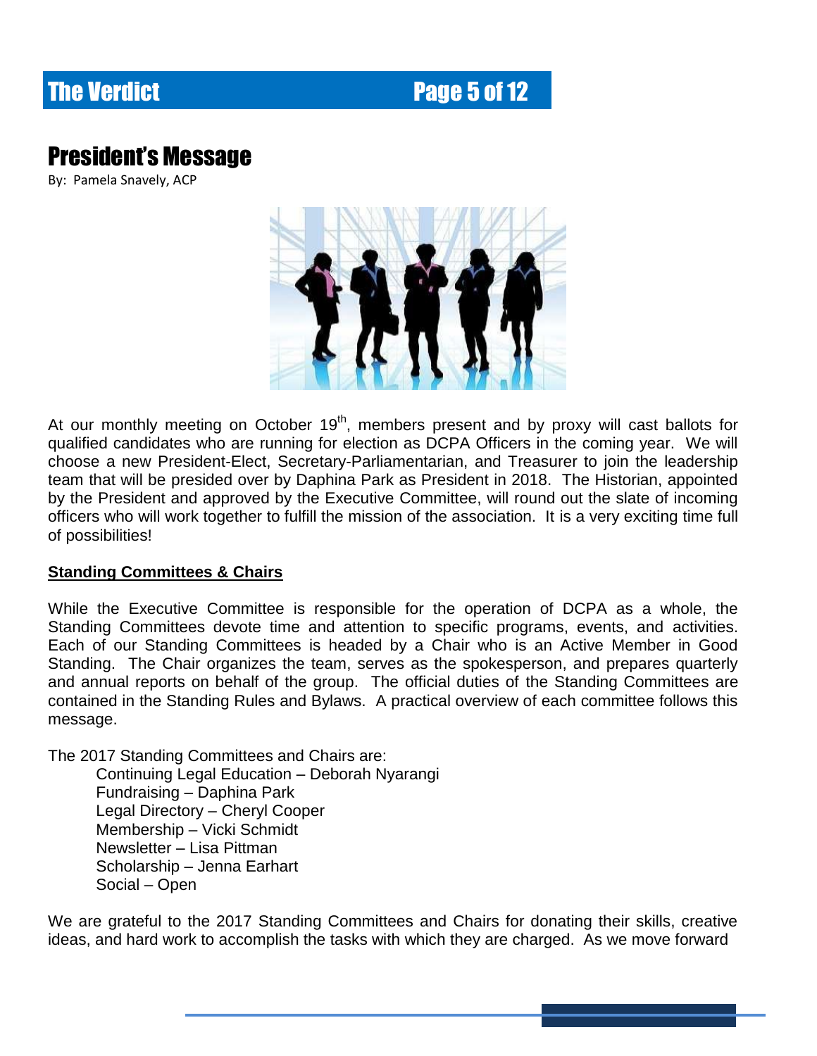# President's Message

By: Pamela Snavely, ACP

At our monthly meeting on October 19th, members present and by proxy will cast ballots for qualified candidates who are running for election as DCPA Officers in the coming year. We will choose a new President-Elect, Secretary-Parliamentarian, and Treasurer to join the leadership team that will be presided over by Daphina Park as President in 2018. The Historian, appointed by the President and approved by the Executive Committee, will round out the slate of incoming officers who will work together to fulfill the mission of the association. It is a very exciting time full of possibilities!

**Standing Committees & Chairs**

While the Executive Committee is responsible for the operation of DCPA as a whole, the Standing Committees devote time and attention to specific programs, events, and activities. Each of our Standing Committees is headed by a Chair who is an Active Member in Good Standing. The Chair organizes the team, serves as the spokesperson, and prepares quarterly and annual reports on behalf of the group. The official duties of the Standing Committees are contained in the Standing Rules and Bylaws. A practical overview of each committee follows this message.

The 2017 Standing Committees and Chairs are:

- Continuing Legal Education – Deborah Nyarangi
- Fundraising – Daphina Park
- Legal Directory – Cheryl Cooper
- Membership – Vicki Schmidt
- Newsletter – Lisa Pittman
- Scholarship – Jenna Earhart
- Social – Open

We are grateful to the 2017 Standing Committees and Chairs for donating their skills, creative ideas, and hard work to accomplish the tasks with which they are charged. As we move forward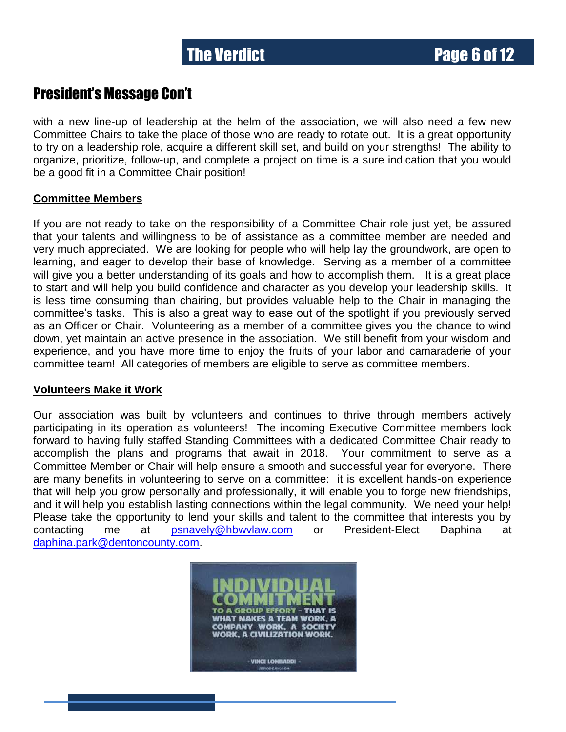## President's Message Con't

with a new line-up of leadership at the helm of the association, we will also need a few new Committee Chairs to take the place of those who are ready to rotate out. It is a great opportunity to try on a leadership role, acquire a different skill set, and build on your strengths! The ability to organize, prioritize, follow-up, and complete a project on time is a sure indication that you would be a good fit in a Committee Chair position!

**Committee Members**

If you are not ready to take on the responsibility of a Committee Chair role just yet, be assured that your talents and willingness to be of assistance as a committee member are needed and very much appreciated. We are looking for people who will help lay the groundwork, are open to learning, and eager to develop their base of knowledge. Serving as a member of a committee will give you a better understanding of its goals and how to accomplish them. It is a great place to start and will help you build confidence and character as you develop your leadership skills. It is less time consuming than chairing, but provides valuable help to the Chair in managing the committee's tasks. This is also a great way to ease out of the spotlight if you previously served as an Officer or Chair. Volunteering as a member of a committee gives you the chance to wind down, yet maintain an active presence in the association. We still benefit from your wisdom and experience, and you have more time to enjoy the fruits of your labor and camaraderie of your committee team! All categories of members are eligible to serve as committee members.

**Volunteers Make it Work**

Our association was built by volunteers and continues to thrive through members actively participating in its operation as volunteers! The incoming Executive Committee members look forward to having fully staffed Standing Committees with a dedicated Committee Chair ready to accomplish the plans and programs that await in 2018. Your commitment to serve as a Committee Member or Chair will help ensure a smooth and successful year for everyone. There are many benefits in volunteering to serve on a committee: it is excellent hands-on experience that will help you grow personally and professionally, it will enable you to forge new friendships, and it will help you establish lasting connections within the legal community. We need your help! Please take the opportunity to lend your skills and talent to the committee that interests you by contacting me at psnavely@hbwvlaw.com or President-Elect Daphina at daphina.park@dentoncounty.com.

INDIVIDUAL COMMITMENT TO A GROUP EFFORT - THAT IS WHAT MAKES A TEAM WORK, A COMPANY WORK, A SOCIETY WORK, A CIVILIZATION WORK.

- VINCE LOMBARDI -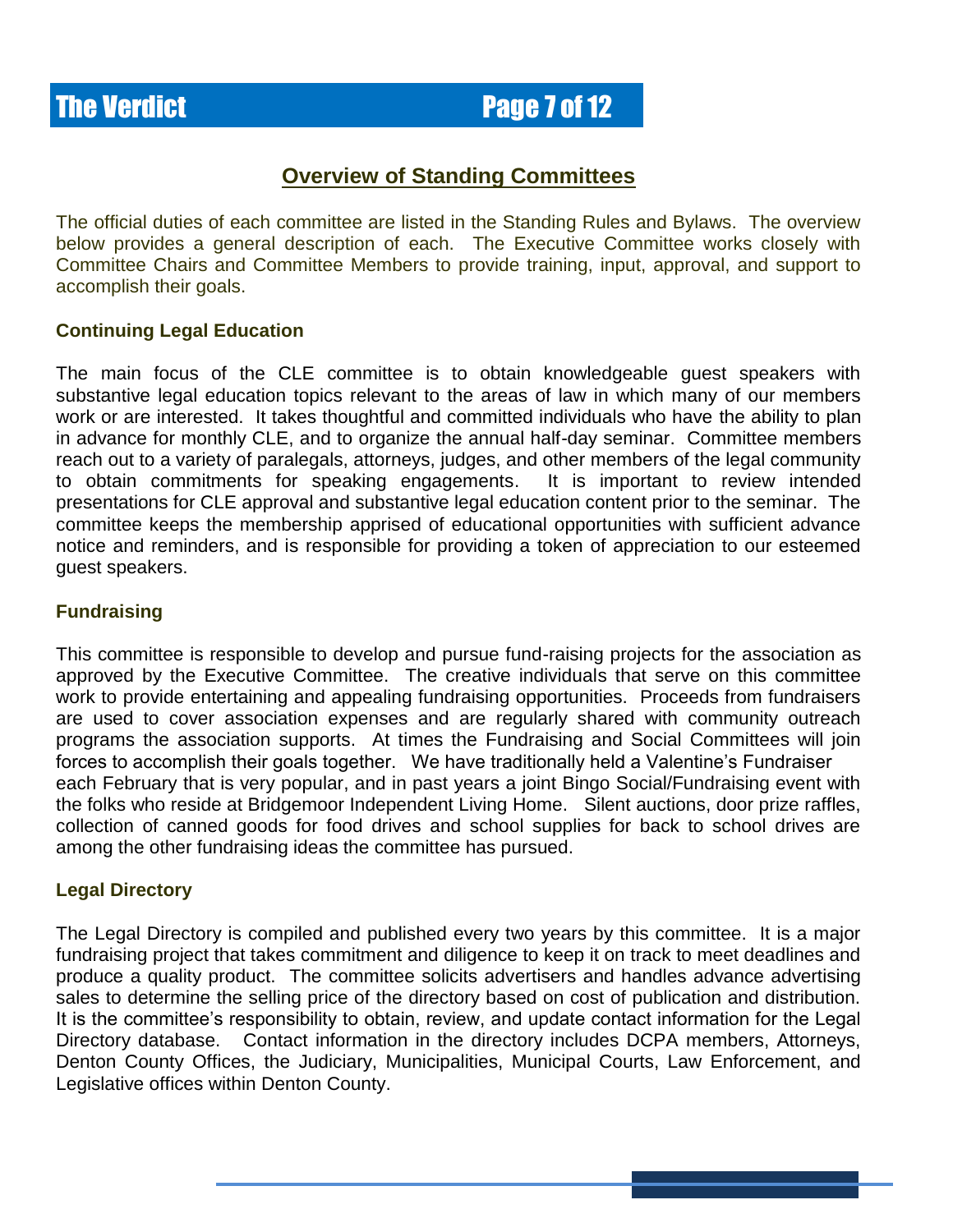## Overview of Standing Committees

The official duties of each committee are listed in the Standing Rules and Bylaws. The overview below provides a general description of each. The Executive Committee works closely with Committee Chairs and Committee Members to provide training, input, approval, and support to accomplish their goals.

### Continuing Legal Education

The main focus of the CLE committee is to obtain knowledgeable guest speakers with substantive legal education topics relevant to the areas of law in which many of our members work or are interested. It takes thoughtful and committed individuals who have the ability to plan in advance for monthly CLE, and to organize the annual half-day seminar. Committee members reach out to a variety of paralegals, attorneys, judges, and other members of the legal community to obtain commitments for speaking engagements. It is important to review intended presentations for CLE approval and substantive legal education content prior to the seminar. The committee keeps the membership apprised of educational opportunities with sufficient advance notice and reminders, and is responsible for providing a token of appreciation to our esteemed guest speakers.

### Fundraising

This committee is responsible to develop and pursue fund-raising projects for the association as approved by the Executive Committee. The creative individuals that serve on this committee work to provide entertaining and appealing fundraising opportunities. Proceeds from fundraisers are used to cover association expenses and are regularly shared with community outreach programs the association supports. At times the Fundraising and Social Committees will join forces to accomplish their goals together. We have traditionally held a Valentine's Fundraiser each February that is very popular, and in past years a joint Bingo Social/Fundraising event with the folks who reside at Bridgemoor Independent Living Home. Silent auctions, door prize raffles, collection of canned goods for food drives and school supplies for back to school drives are among the other fundraising ideas the committee has pursued.

### Legal Directory

The Legal Directory is compiled and published every two years by this committee. It is a major fundraising project that takes commitment and diligence to keep it on track to meet deadlines and produce a quality product. The committee solicits advertisers and handles advance advertising sales to determine the selling price of the directory based on cost of publication and distribution. It is the committee's responsibility to obtain, review, and update contact information for the Legal Directory database. Contact information in the directory includes DCPA members, Attorneys, Denton County Offices, the Judiciary, Municipalities, Municipal Courts, Law Enforcement, and Legislative offices within Denton County.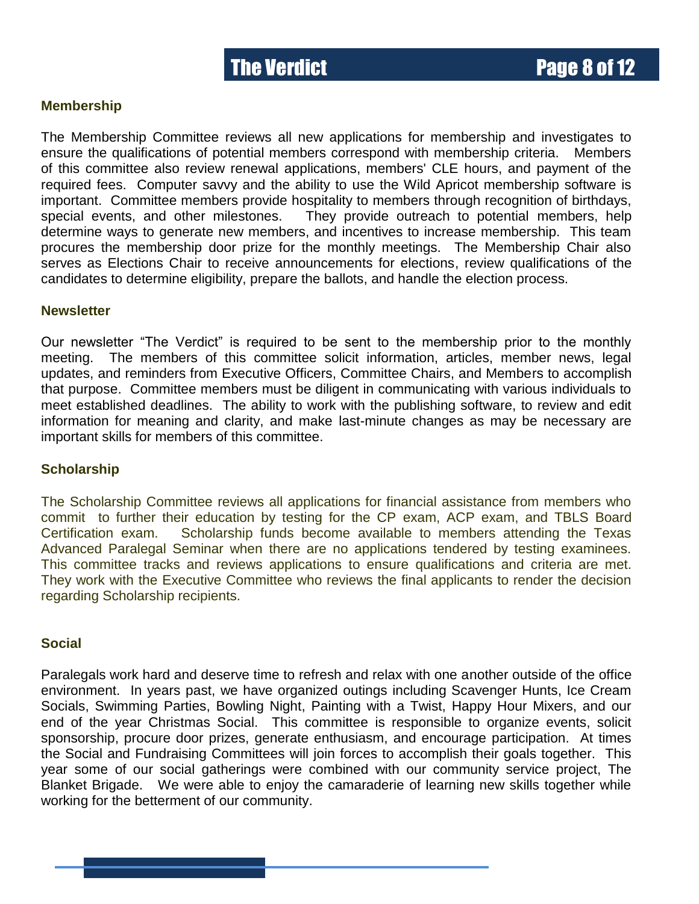### Membership

The Membership Committee reviews all new applications for membership and investigates to ensure the qualifications of potential members correspond with membership criteria. Members of this committee also review renewal applications, members' CLE hours, and payment of the required fees. Computer savvy and the ability to use the Wild Apricot membership software is important. Committee members provide hospitality to members through recognition of birthdays, special events, and other milestones. They provide outreach to potential members, help determine ways to generate new members, and incentives to increase membership. This team procures the membership door prize for the monthly meetings. The Membership Chair also serves as Elections Chair to receive announcements for elections, review qualifications of the candidates to determine eligibility, prepare the ballots, and handle the election process.

### Newsletter

Our newsletter "The Verdict" is required to be sent to the membership prior to the monthly meeting. The members of this committee solicit information, articles, member news, legal updates, and reminders from Executive Officers, Committee Chairs, and Members to accomplish that purpose. Committee members must be diligent in communicating with various individuals to meet established deadlines. The ability to work with the publishing software, to review and edit information for meaning and clarity, and make last-minute changes as may be necessary are important skills for members of this committee.

### Scholarship

The Scholarship Committee reviews all applications for financial assistance from members who commit to further their education by testing for the CP exam, ACP exam, and TBLS Board Certification exam. Scholarship funds become available to members attending the Texas Advanced Paralegal Seminar when there are no applications tendered by testing examinees. This committee tracks and reviews applications to ensure qualifications and criteria are met. They work with the Executive Committee who reviews the final applicants to render the decision regarding Scholarship recipients.

### Social

Paralegals work hard and deserve time to refresh and relax with one another outside of the office environment. In years past, we have organized outings including Scavenger Hunts, Ice Cream Socials, Swimming Parties, Bowling Night, Painting with a Twist, Happy Hour Mixers, and our end of the year Christmas Social. This committee is responsible to organize events, solicit sponsorship, procure door prizes, generate enthusiasm, and encourage participation. At times the Social and Fundraising Committees will join forces to accomplish their goals together. This year some of our social gatherings were combined with our community service project, The Blanket Brigade. We were able to enjoy the camaraderie of learning new skills together while working for the betterment of our community.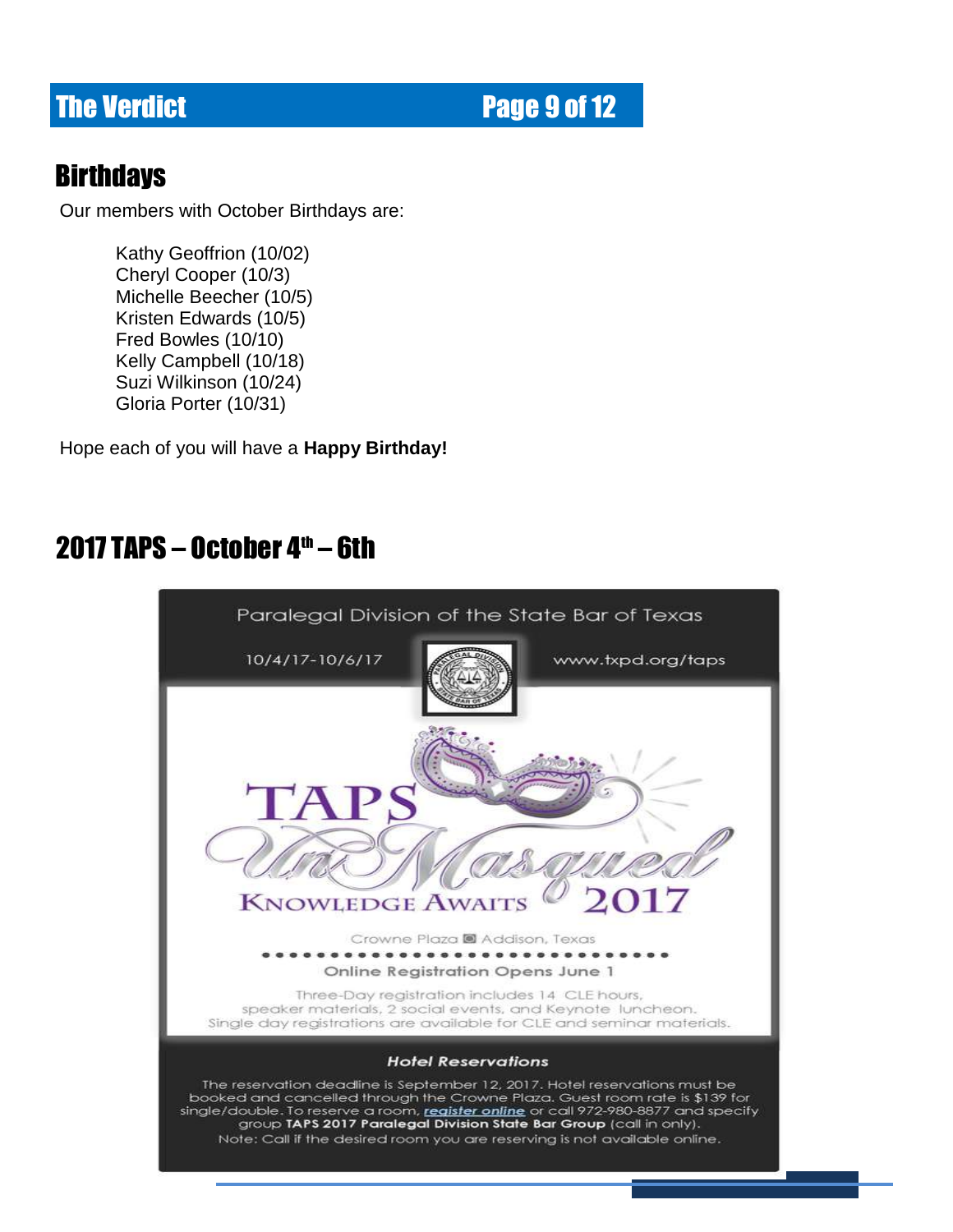## Birthdays

Our members with October Birthdays are:

Kathy Geoffrion (10/02)
Cheryl Cooper (10/3)
Michelle Beecher (10/5)
Kristen Edwards (10/5)
Fred Bowles (10/10)
Kelly Campbell (10/18)
Suzi Wilkinson (10/24)
Gloria Porter (10/31)

Hope each of you will have a **Happy Birthday!**

## 2017 TAPS – October 4th – 6th

Paralegal Division of the State Bar of Texas

10/4/17-10/6/17 www.txpd.org/taps

TAPS UnMasqued KNOWLEDGE AWAITS 2017

Crowne Plaza Addison, Texas

Online Registration Opens June 1

Three-Day registration includes 14 CLE hours, speaker materials, 2 social events, and Keynote luncheon. Single day registrations are available for CLE and seminar materials.

***Hotel Reservations***

The reservation deadline is September 12, 2017. Hotel reservations must be booked and cancelled through the Crowne Plaza. Guest room rate is $139 for single/double. To reserve a room, ***register online*** or call 972-980-8877 and specify group **TAPS 2017 Paralegal Division State Bar Group** (call in only). Note: Call if the desired room you are reserving is not available online.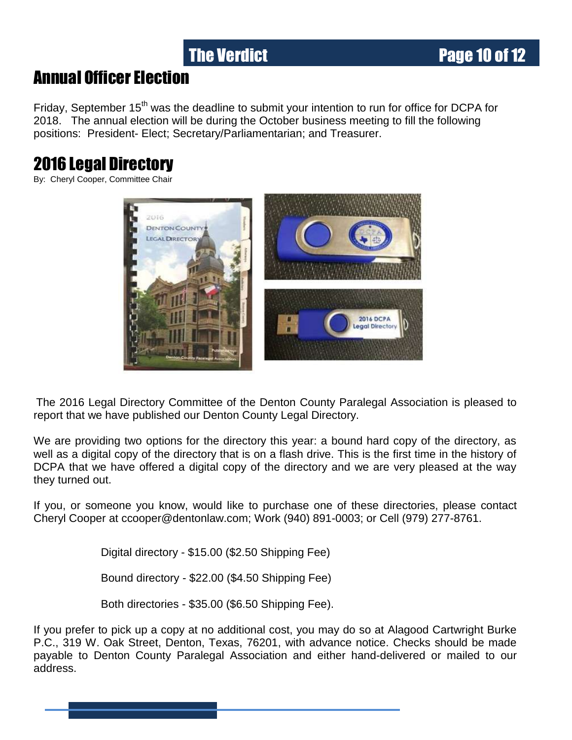# Annual Officer Election

Friday, September 15th was the deadline to submit your intention to run for office for DCPA for 2018. The annual election will be during the October business meeting to fill the following positions: President- Elect; Secretary/Parliamentarian; and Treasurer.

# 2016 Legal Directory

By: Cheryl Cooper, Committee Chair

The 2016 Legal Directory Committee of the Denton County Paralegal Association is pleased to report that we have published our Denton County Legal Directory.

We are providing two options for the directory this year: a bound hard copy of the directory, as well as a digital copy of the directory that is on a flash drive. This is the first time in the history of DCPA that we have offered a digital copy of the directory and we are very pleased at the way they turned out.

If you, or someone you know, would like to purchase one of these directories, please contact Cheryl Cooper at ccooper@dentonlaw.com; Work (940) 891-0003; or Cell (979) 277-8761.

Digital directory - $15.00 ($2.50 Shipping Fee)

Bound directory - $22.00 ($4.50 Shipping Fee)

Both directories - $35.00 ($6.50 Shipping Fee).

If you prefer to pick up a copy at no additional cost, you may do so at Alagood Cartwright Burke P.C., 319 W. Oak Street, Denton, Texas, 76201, with advance notice. Checks should be made payable to Denton County Paralegal Association and either hand-delivered or mailed to our address.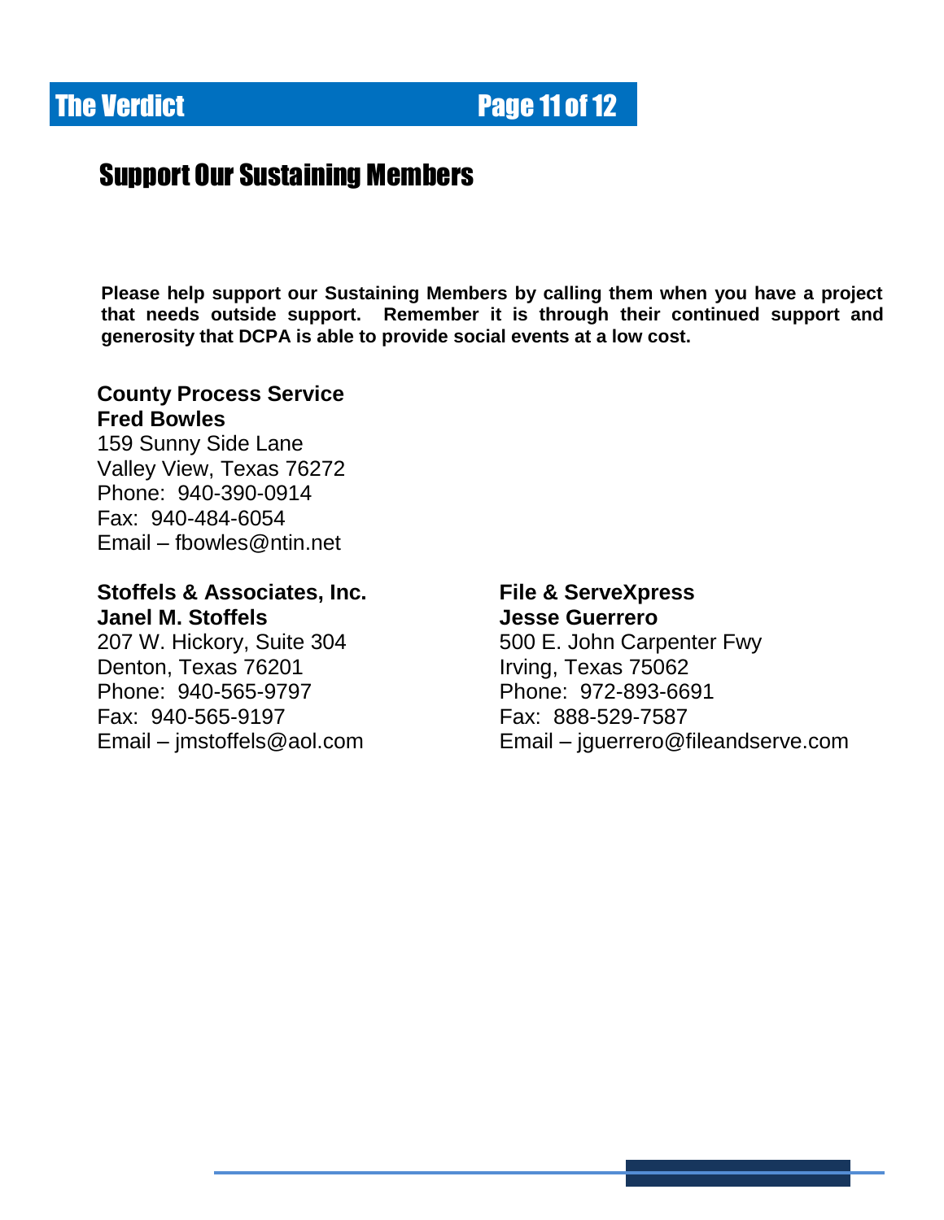## Support Our Sustaining Members

**Please help support our Sustaining Members by calling them when you have a project that needs outside support. Remember it is through their continued support and generosity that DCPA is able to provide social events at a low cost.**

**County Process Service**
**Fred Bowles**
159 Sunny Side Lane
Valley View, Texas 76272
Phone: 940-390-0914
Fax: 940-484-6054
Email – fbowles@ntin.net

**Stoffels & Associates, Inc.**
**Janel M. Stoffels**
207 W. Hickory, Suite 304
Denton, Texas 76201
Phone: 940-565-9797
Fax: 940-565-9197
Email – jmstoffels@aol.com

**File & ServeXpress**
**Jesse Guerrero**
500 E. John Carpenter Fwy
Irving, Texas 75062
Phone: 972-893-6691
Fax: 888-529-7587
Email – jguerrero@fileandserve.com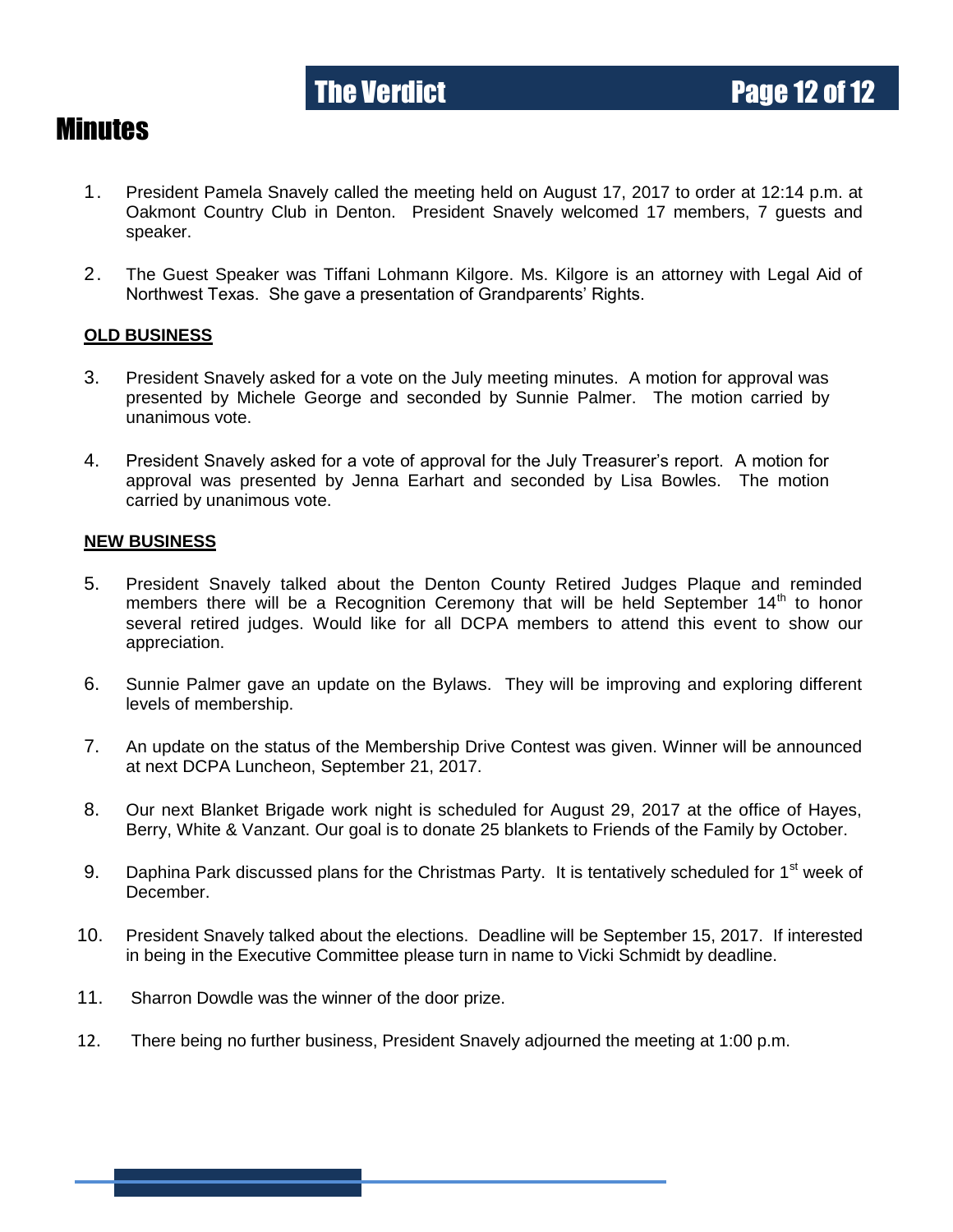# Minutes

1. President Pamela Snavely called the meeting held on August 17, 2017 to order at 12:14 p.m. at Oakmont Country Club in Denton. President Snavely welcomed 17 members, 7 guests and speaker.

2. The Guest Speaker was Tiffani Lohmann Kilgore. Ms. Kilgore is an attorney with Legal Aid of Northwest Texas. She gave a presentation of Grandparents' Rights.

**OLD BUSINESS**

3. President Snavely asked for a vote on the July meeting minutes. A motion for approval was presented by Michele George and seconded by Sunnie Palmer. The motion carried by unanimous vote.

4. President Snavely asked for a vote of approval for the July Treasurer's report. A motion for approval was presented by Jenna Earhart and seconded by Lisa Bowles. The motion carried by unanimous vote.

**NEW BUSINESS**

5. President Snavely talked about the Denton County Retired Judges Plaque and reminded members there will be a Recognition Ceremony that will be held September 14th to honor several retired judges. Would like for all DCPA members to attend this event to show our appreciation.

6. Sunnie Palmer gave an update on the Bylaws. They will be improving and exploring different levels of membership.

7. An update on the status of the Membership Drive Contest was given. Winner will be announced at next DCPA Luncheon, September 21, 2017.

8. Our next Blanket Brigade work night is scheduled for August 29, 2017 at the office of Hayes, Berry, White & Vanzant. Our goal is to donate 25 blankets to Friends of the Family by October.

9. Daphina Park discussed plans for the Christmas Party. It is tentatively scheduled for 1st week of December.

10. President Snavely talked about the elections. Deadline will be September 15, 2017. If interested in being in the Executive Committee please turn in name to Vicki Schmidt by deadline.

11. Sharron Dowdle was the winner of the door prize.

12. There being no further business, President Snavely adjourned the meeting at 1:00 p.m.